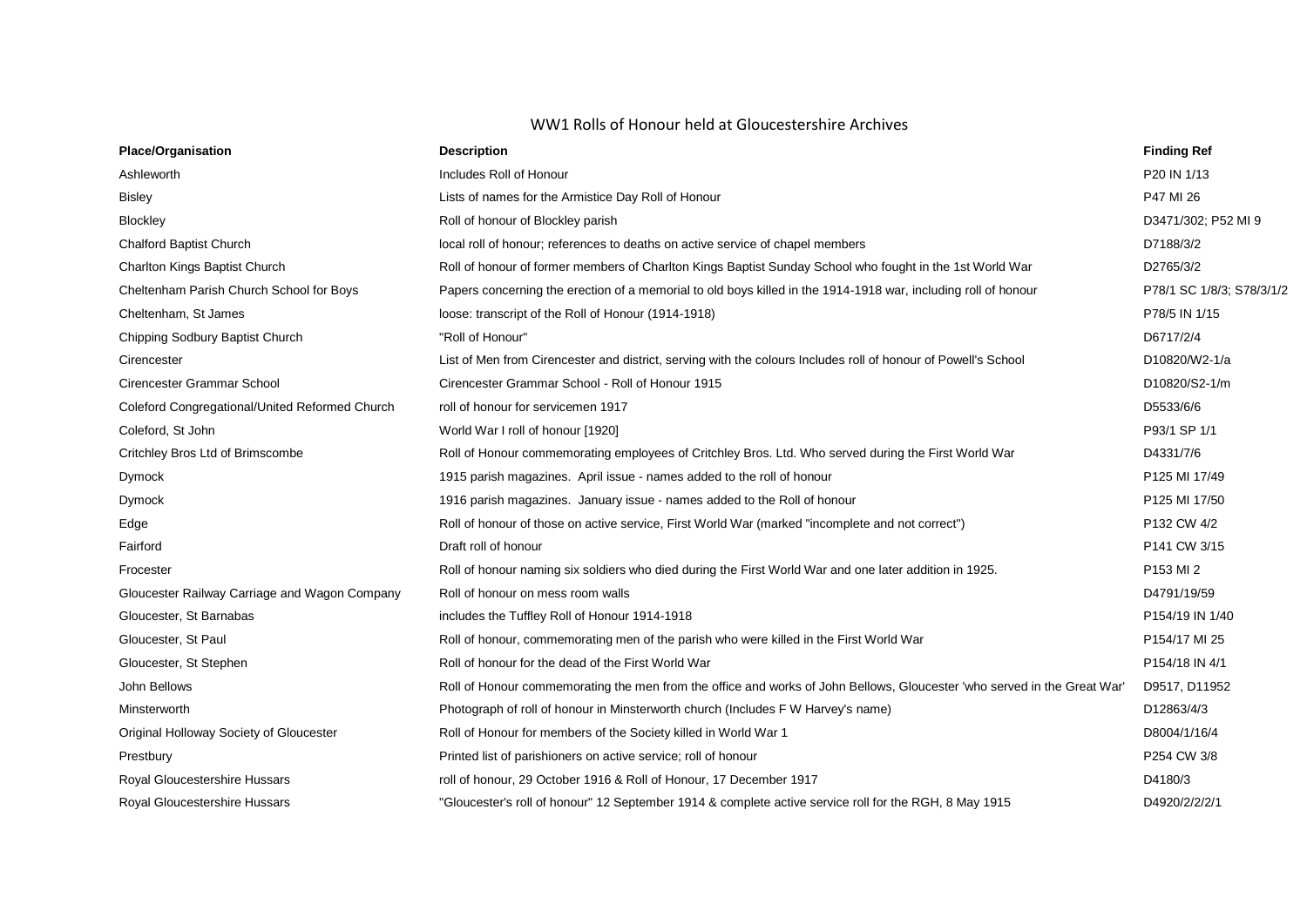# WW1 Rolls of Honour held at Gloucestershire Archives

| Place/Organisation | Description | Finding Ref |
|---|---|---|
| Ashleworth | Includes Roll of Honour | P20 IN 1/13 |
| Bisley | Lists of names for the Armistice Day Roll of Honour | P47 MI 26 |
| Blockley | Roll of honour of Blockley parish | D3471/302; P52 MI 9 |
| Chalford Baptist Church | local roll of honour; references to deaths on active service of chapel members | D7188/3/2 |
| Charlton Kings Baptist Church | Roll of honour of former members of Charlton Kings Baptist Sunday School who fought in the 1st World War | D2765/3/2 |
| Cheltenham Parish Church School for Boys | Papers concerning the erection of a memorial to old boys killed in the 1914-1918 war, including roll of honour | P78/1 SC 1/8/3; S78/3/1/2 |
| Cheltenham, St James | loose: transcript of the Roll of Honour (1914-1918) | P78/5 IN 1/15 |
| Chipping Sodbury Baptist Church | "Roll of Honour" | D6717/2/4 |
| Cirencester | List of Men from Cirencester and district, serving with the colours Includes roll of honour of Powell's School | D10820/W2-1/a |
| Cirencester Grammar School | Cirencester Grammar School - Roll of Honour 1915 | D10820/S2-1/m |
| Coleford Congregational/United Reformed Church | roll of honour for servicemen 1917 | D5533/6/6 |
| Coleford, St John | World War I roll of honour [1920] | P93/1 SP 1/1 |
| Critchley Bros Ltd of Brimscombe | Roll of Honour commemorating employees of Critchley Bros. Ltd. Who served during the First World War | D4331/7/6 |
| Dymock | 1915 parish magazines. April issue - names added to the roll of honour | P125 MI 17/49 |
| Dymock | 1916 parish magazines. January issue - names added to the Roll of honour | P125 MI 17/50 |
| Edge | Roll of honour of those on active service, First World War (marked "incomplete and not correct") | P132 CW 4/2 |
| Fairford | Draft roll of honour | P141 CW 3/15 |
| Frocester | Roll of honour naming six soldiers who died during the First World War and one later addition in 1925. | P153 MI 2 |
| Gloucester Railway Carriage and Wagon Company | Roll of honour on mess room walls | D4791/19/59 |
| Gloucester, St Barnabas | includes the Tuffley Roll of Honour 1914-1918 | P154/19 IN 1/40 |
| Gloucester, St Paul | Roll of honour, commemorating men of the parish who were killed in the First World War | P154/17 MI 25 |
| Gloucester, St Stephen | Roll of honour for the dead of the First World War | P154/18 IN 4/1 |
| John Bellows | Roll of Honour commemorating the men from the office and works of John Bellows, Gloucester 'who served in the Great War' | D9517, D11952 |
| Minsterworth | Photograph of roll of honour in Minsterworth church (Includes F W Harvey's name) | D12863/4/3 |
| Original Holloway Society of Gloucester | Roll of Honour for members of the Society killed in World War 1 | D8004/1/16/4 |
| Prestbury | Printed list of parishioners on active service; roll of honour | P254 CW 3/8 |
| Royal Gloucestershire Hussars | roll of honour, 29 October 1916 & Roll of Honour, 17 December 1917 | D4180/3 |
| Royal Gloucestershire Hussars | "Gloucester's roll of honour" 12 September 1914 & complete active service roll for the RGH, 8 May 1915 | D4920/2/2/2/1 |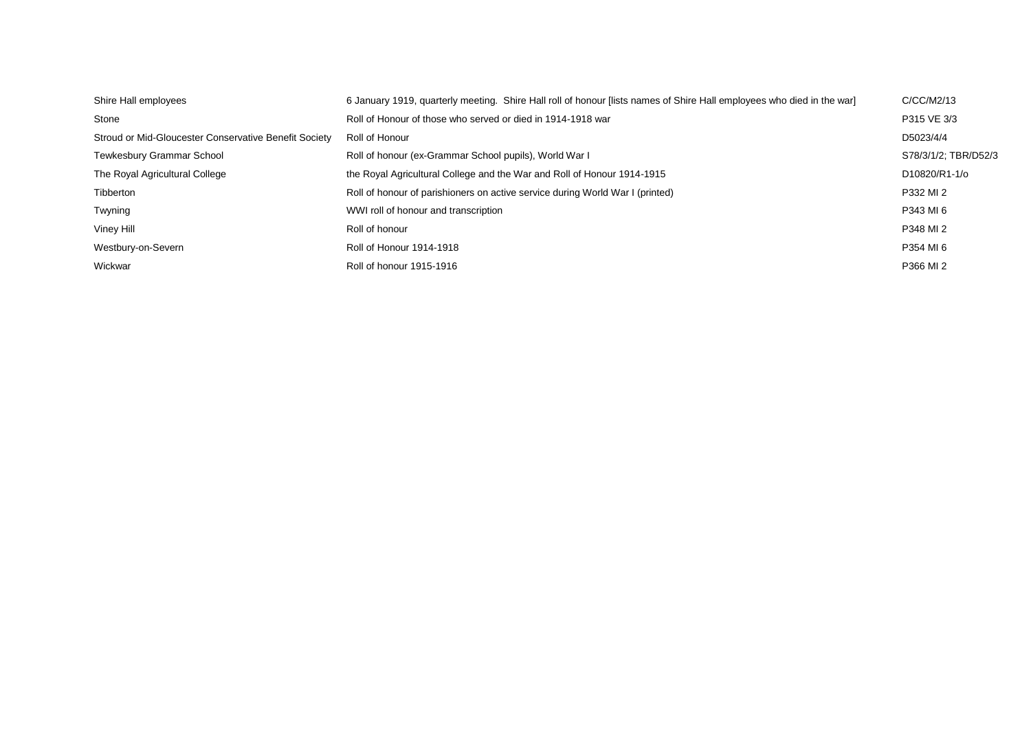| | | |
|---|---|---|
| Shire Hall employees | 6 January 1919, quarterly meeting. Shire Hall roll of honour [lists names of Shire Hall employees who died in the war] | C/CC/M2/13 |
| Stone | Roll of Honour of those who served or died in 1914-1918 war | P315 VE 3/3 |
| Stroud or Mid-Gloucester Conservative Benefit Society | Roll of Honour | D5023/4/4 |
| Tewkesbury Grammar School | Roll of honour (ex-Grammar School pupils), World War I | S78/3/1/2; TBR/D52/3 |
| The Royal Agricultural College | the Royal Agricultural College and the War and Roll of Honour 1914-1915 | D10820/R1-1/o |
| Tibberton | Roll of honour of parishioners on active service during World War I (printed) | P332 MI 2 |
| Twyning | WWI roll of honour and transcription | P343 MI 6 |
| Viney Hill | Roll of honour | P348 MI 2 |
| Westbury-on-Severn | Roll of Honour 1914-1918 | P354 MI 6 |
| Wickwar | Roll of honour 1915-1916 | P366 MI 2 |